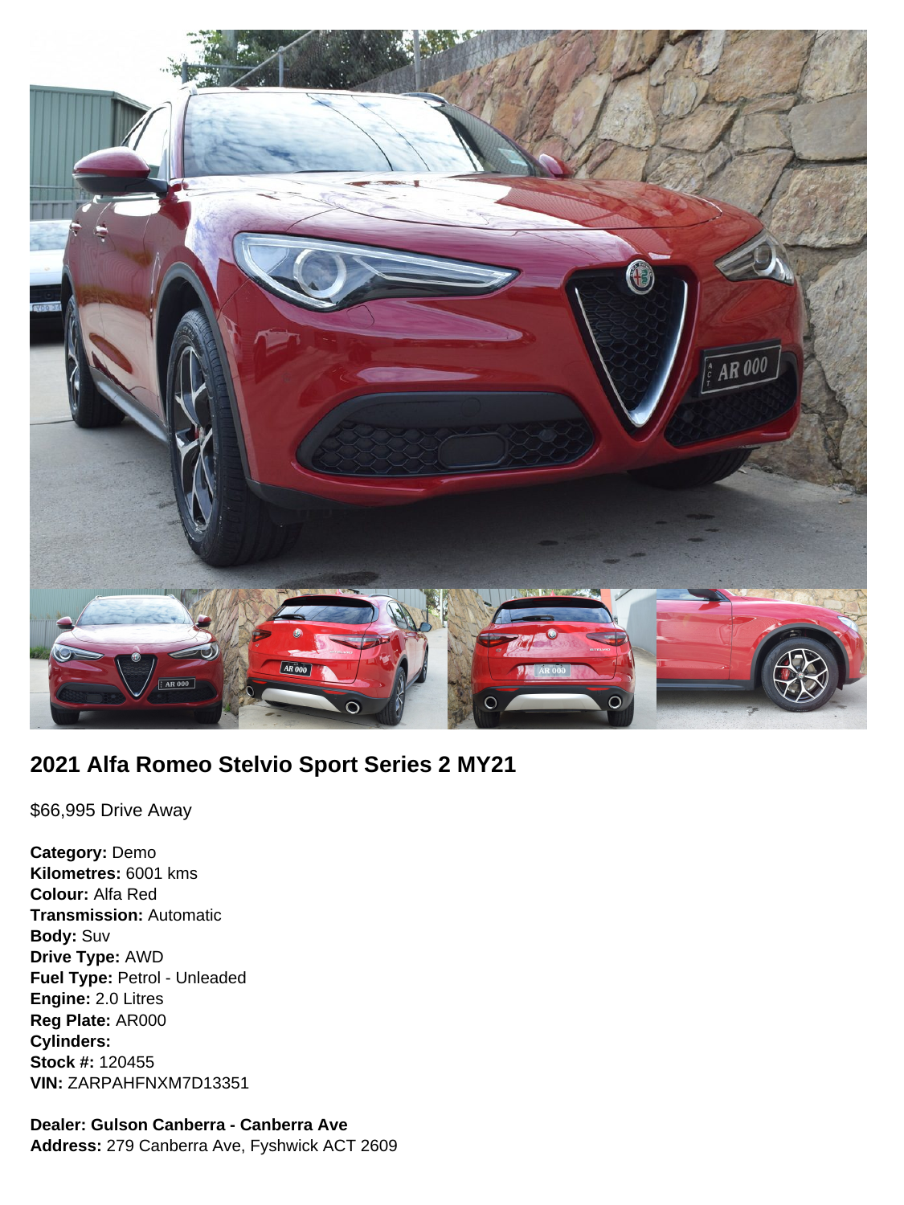## 2021 Alfa Romeo Stelvio Sport Series 2 MY21

$66,995 Drive Away

**Category:** Demo
**Kilometres:** 6001 kms
**Colour:** Alfa Red
**Transmission:** Automatic
**Body:** Suv
**Drive Type:** AWD
**Fuel Type:** Petrol - Unleaded
**Engine:** 2.0 Litres
**Reg Plate:** AR000
**Cylinders:**
**Stock #:** 120455
**VIN:** ZARPAHFNXM7D13351

**Dealer: Gulson Canberra - Canberra Ave**
**Address:** 279 Canberra Ave, Fyshwick ACT 2609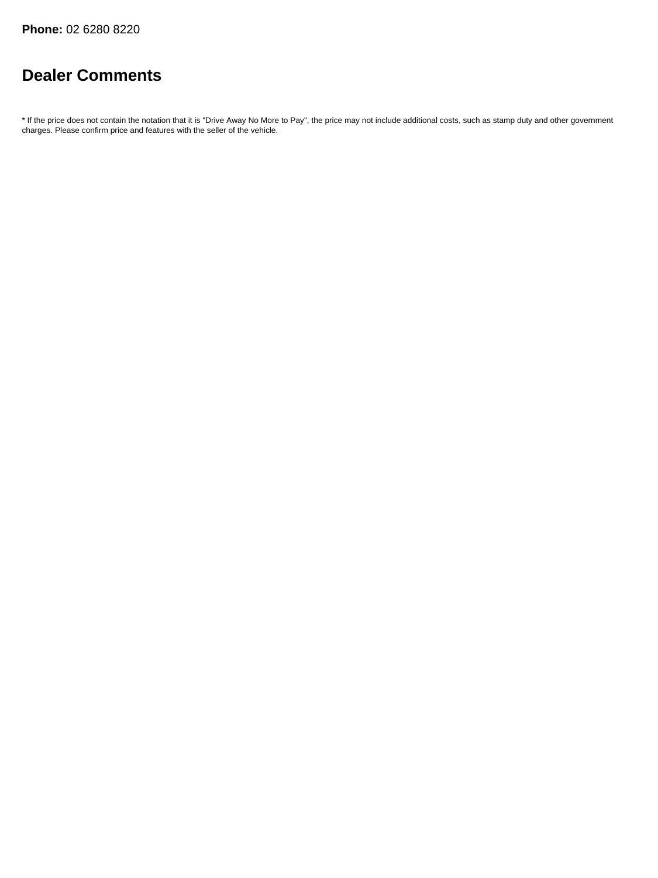**Phone:** 02 6280 8220

## Dealer Comments

* If the price does not contain the notation that it is "Drive Away No More to Pay", the price may not include additional costs, such as stamp duty and other government charges. Please confirm price and features with the seller of the vehicle.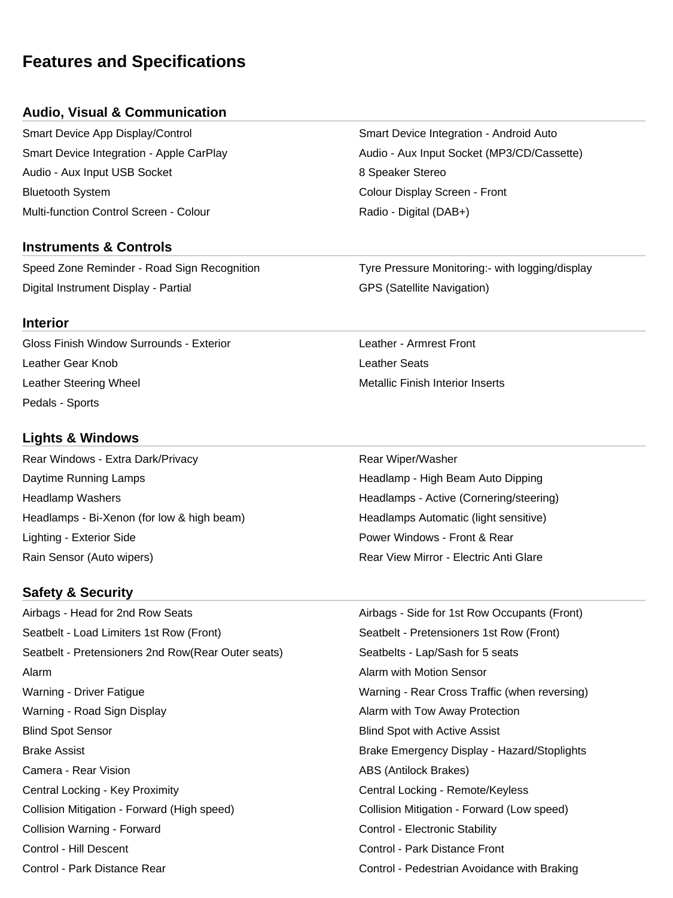# Features and Specifications

## Audio, Visual & Communication

- Smart Device App Display/Control
- Smart Device Integration - Android Auto
- Smart Device Integration - Apple CarPlay
- Audio - Aux Input Socket (MP3/CD/Cassette)
- Audio - Aux Input USB Socket
- 8 Speaker Stereo
- Bluetooth System
- Colour Display Screen - Front
- Multi-function Control Screen - Colour
- Radio - Digital (DAB+)

## Instruments & Controls

- Speed Zone Reminder - Road Sign Recognition
- Tyre Pressure Monitoring:- with logging/display
- Digital Instrument Display - Partial
- GPS (Satellite Navigation)

## Interior

- Gloss Finish Window Surrounds - Exterior
- Leather - Armrest Front
- Leather Gear Knob
- Leather Seats
- Leather Steering Wheel
- Metallic Finish Interior Inserts
- Pedals - Sports

## Lights & Windows

- Rear Windows - Extra Dark/Privacy
- Rear Wiper/Washer
- Daytime Running Lamps
- Headlamp - High Beam Auto Dipping
- Headlamp Washers
- Headlamps - Active (Cornering/steering)
- Headlamps - Bi-Xenon (for low & high beam)
- Headlamps Automatic (light sensitive)
- Lighting - Exterior Side
- Power Windows - Front & Rear
- Rain Sensor (Auto wipers)
- Rear View Mirror - Electric Anti Glare

## Safety & Security

- Airbags - Head for 2nd Row Seats
- Airbags - Side for 1st Row Occupants (Front)
- Seatbelt - Load Limiters 1st Row (Front)
- Seatbelt - Pretensioners 1st Row (Front)
- Seatbelt - Pretensioners 2nd Row(Rear Outer seats)
- Seatbelts - Lap/Sash for 5 seats
- Alarm
- Alarm with Motion Sensor
- Warning - Driver Fatigue
- Warning - Rear Cross Traffic (when reversing)
- Warning - Road Sign Display
- Alarm with Tow Away Protection
- Blind Spot Sensor
- Blind Spot with Active Assist
- Brake Assist
- Brake Emergency Display - Hazard/Stoplights
- Camera - Rear Vision
- ABS (Antilock Brakes)
- Central Locking - Key Proximity
- Central Locking - Remote/Keyless
- Collision Mitigation - Forward (High speed)
- Collision Mitigation - Forward (Low speed)
- Collision Warning - Forward
- Control - Electronic Stability
- Control - Hill Descent
- Control - Park Distance Front
- Control - Park Distance Rear
- Control - Pedestrian Avoidance with Braking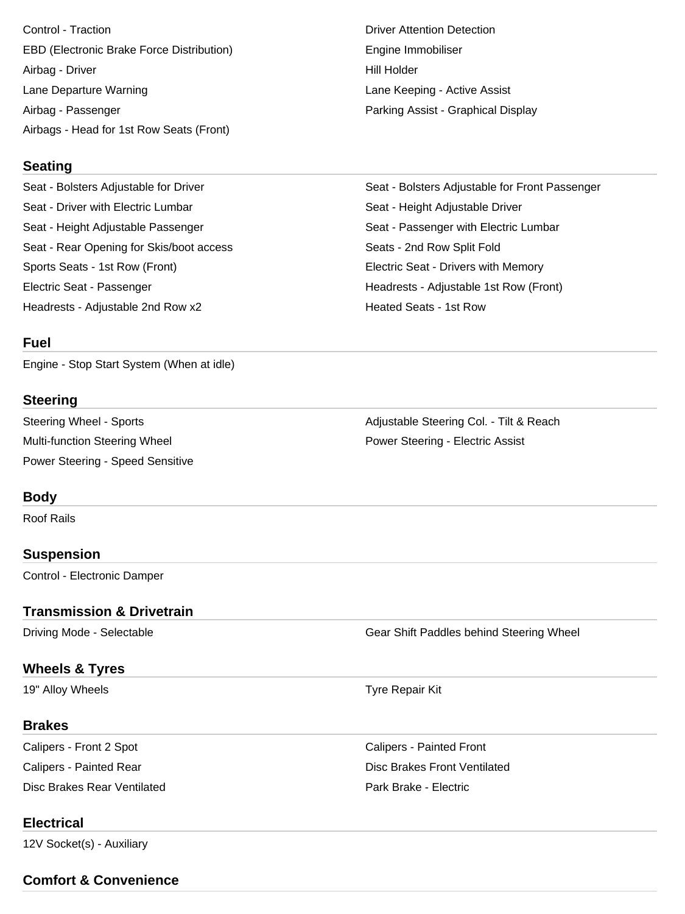- Control - Traction
- EBD (Electronic Brake Force Distribution)
- Airbag - Driver
- Lane Departure Warning
- Airbag - Passenger
- Airbags - Head for 1st Row Seats (Front)
- Driver Attention Detection
- Engine Immobiliser
- Hill Holder
- Lane Keeping - Active Assist
- Parking Assist - Graphical Display

## Seating

- Seat - Bolsters Adjustable for Driver
- Seat - Driver with Electric Lumbar
- Seat - Height Adjustable Passenger
- Seat - Rear Opening for Skis/boot access
- Sports Seats - 1st Row (Front)
- Electric Seat - Passenger
- Headrests - Adjustable 2nd Row x2
- Seat - Bolsters Adjustable for Front Passenger
- Seat - Height Adjustable Driver
- Seat - Passenger with Electric Lumbar
- Seats - 2nd Row Split Fold
- Electric Seat - Drivers with Memory
- Headrests - Adjustable 1st Row (Front)
- Heated Seats - 1st Row

## Fuel

- Engine - Stop Start System (When at idle)

## Steering

- Steering Wheel - Sports
- Multi-function Steering Wheel
- Power Steering - Speed Sensitive
- Adjustable Steering Col. - Tilt & Reach
- Power Steering - Electric Assist

## Body

- Roof Rails

## Suspension

- Control - Electronic Damper

## Transmission & Drivetrain

- Driving Mode - Selectable
- Gear Shift Paddles behind Steering Wheel

## Wheels & Tyres

- 19" Alloy Wheels
- Tyre Repair Kit

## Brakes

- Calipers - Front 2 Spot
- Calipers - Painted Rear
- Disc Brakes Rear Ventilated
- Calipers - Painted Front
- Disc Brakes Front Ventilated
- Park Brake - Electric

## Electrical

- 12V Socket(s) - Auxiliary

## Comfort & Convenience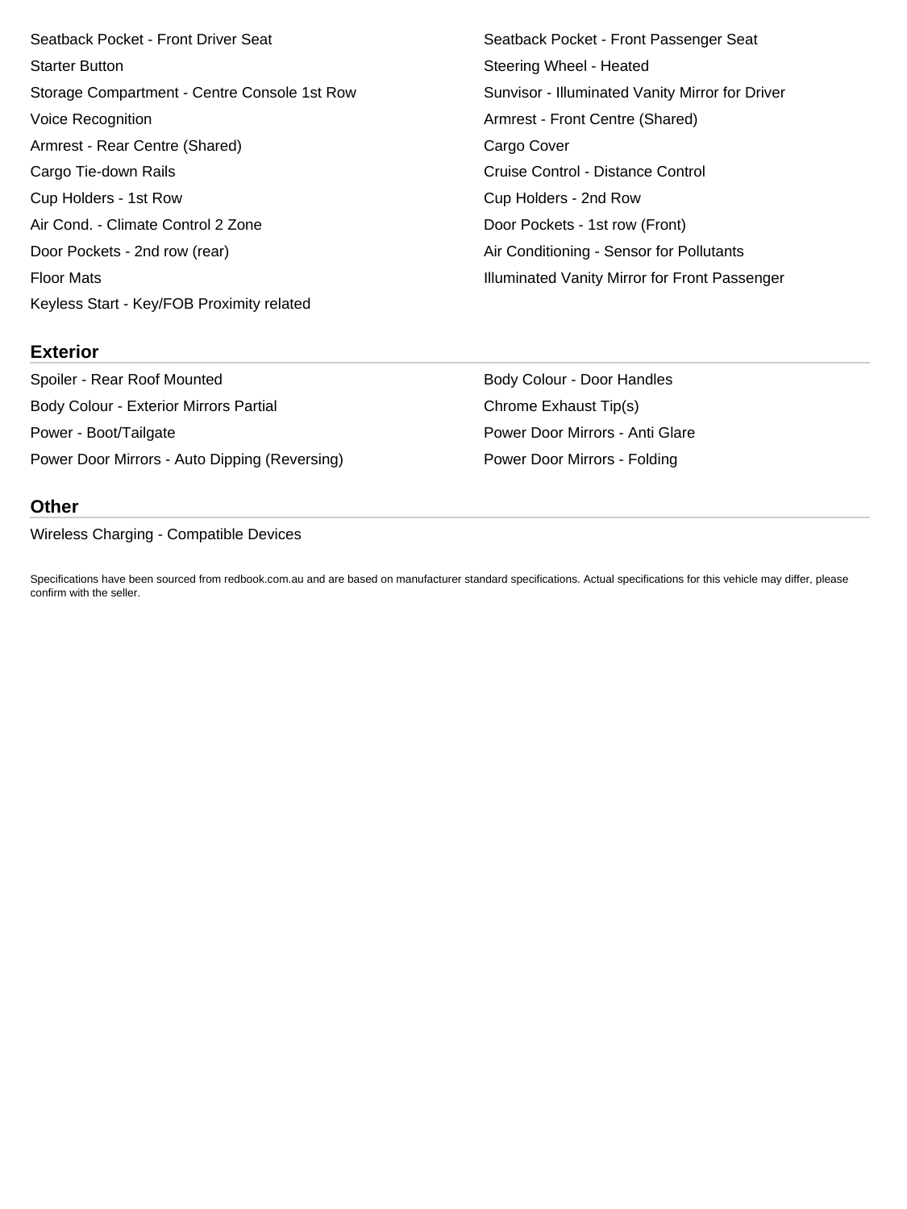- Seatback Pocket - Front Driver Seat
- Seatback Pocket - Front Passenger Seat
- Starter Button
- Steering Wheel - Heated
- Storage Compartment - Centre Console 1st Row
- Sunvisor - Illuminated Vanity Mirror for Driver
- Voice Recognition
- Armrest - Front Centre (Shared)
- Armrest - Rear Centre (Shared)
- Cargo Cover
- Cargo Tie-down Rails
- Cruise Control - Distance Control
- Cup Holders - 1st Row
- Cup Holders - 2nd Row
- Air Cond. - Climate Control 2 Zone
- Door Pockets - 1st row (Front)
- Door Pockets - 2nd row (rear)
- Air Conditioning - Sensor for Pollutants
- Floor Mats
- Illuminated Vanity Mirror for Front Passenger
- Keyless Start - Key/FOB Proximity related

## Exterior

- Spoiler - Rear Roof Mounted
- Body Colour - Door Handles
- Body Colour - Exterior Mirrors Partial
- Chrome Exhaust Tip(s)
- Power - Boot/Tailgate
- Power Door Mirrors - Anti Glare
- Power Door Mirrors - Auto Dipping (Reversing)
- Power Door Mirrors - Folding

## Other

- Wireless Charging - Compatible Devices

Specifications have been sourced from redbook.com.au and are based on manufacturer standard specifications. Actual specifications for this vehicle may differ, please confirm with the seller.